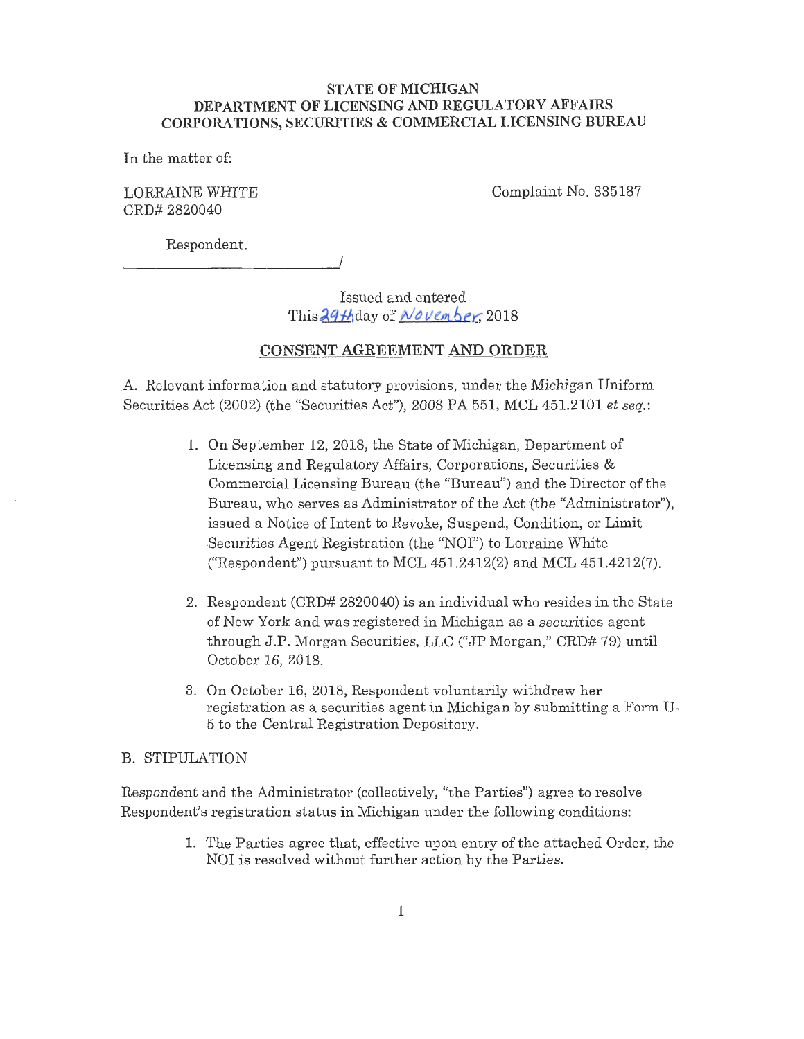**STATE OF MICHIGAN**
**DEPARTMENT OF LICENSING AND REGULATORY AFFAIRS**
**CORPORATIONS, SECURITIES & COMMERCIAL LICENSING BUREAU**

In the matter of:

LORRAINE WHITE
CRD# 2820040

Complaint No. 335187

Respondent.
_______________________________/

Issued and entered
This 29th day of November, 2018

## CONSENT AGREEMENT AND ORDER

A. Relevant information and statutory provisions, under the Michigan Uniform Securities Act (2002) (the "Securities Act"), 2008 PA 551, MCL 451.2101 *et seq.*:

1. On September 12, 2018, the State of Michigan, Department of Licensing and Regulatory Affairs, Corporations, Securities & Commercial Licensing Bureau (the "Bureau") and the Director of the Bureau, who serves as Administrator of the Act (the "Administrator"), issued a Notice of Intent to Revoke, Suspend, Condition, or Limit Securities Agent Registration (the "NOI") to Lorraine White ("Respondent") pursuant to MCL 451.2412(2) and MCL 451.4212(7).

2. Respondent (CRD# 2820040) is an individual who resides in the State of New York and was registered in Michigan as a securities agent through J.P. Morgan Securities, LLC ("JP Morgan," CRD# 79) until October 16, 2018.

3. On October 16, 2018, Respondent voluntarily withdrew her registration as a securities agent in Michigan by submitting a Form U-5 to the Central Registration Depository.

B. STIPULATION

Respondent and the Administrator (collectively, "the Parties") agree to resolve Respondent's registration status in Michigan under the following conditions:

1. The Parties agree that, effective upon entry of the attached Order, the NOI is resolved without further action by the Parties.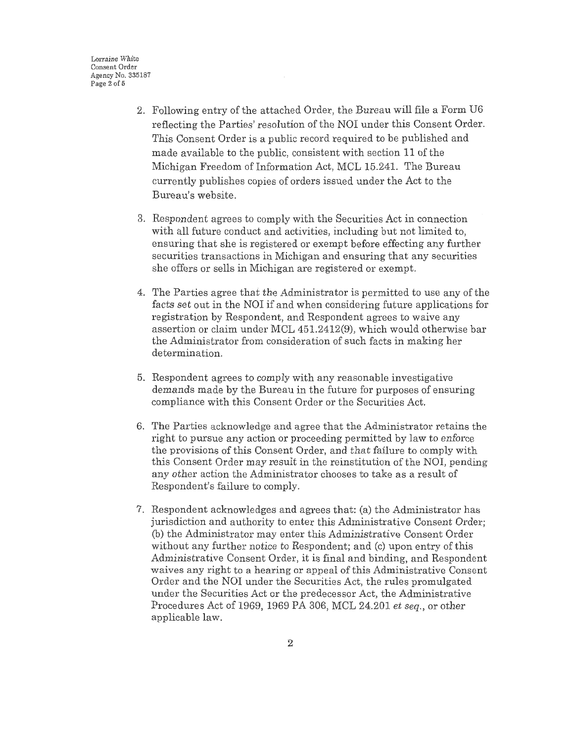2. Following entry of the attached Order, the Bureau will file a Form U6 reflecting the Parties' resolution of the NOI under this Consent Order. This Consent Order is a public record required to be published and made available to the public, consistent with section 11 of the Michigan Freedom of Information Act, MCL 15.241. The Bureau currently publishes copies of orders issued under the Act to the Bureau's website.

3. Respondent agrees to comply with the Securities Act in connection with all future conduct and activities, including but not limited to, ensuring that she is registered or exempt before effecting any further securities transactions in Michigan and ensuring that any securities she offers or sells in Michigan are registered or exempt.

4. The Parties agree that the Administrator is permitted to use any of the facts set out in the NOI if and when considering future applications for registration by Respondent, and Respondent agrees to waive any assertion or claim under MCL 451.2412(9), which would otherwise bar the Administrator from consideration of such facts in making her determination.

5. Respondent agrees to comply with any reasonable investigative demands made by the Bureau in the future for purposes of ensuring compliance with this Consent Order or the Securities Act.

6. The Parties acknowledge and agree that the Administrator retains the right to pursue any action or proceeding permitted by law to enforce the provisions of this Consent Order, and that failure to comply with this Consent Order may result in the reinstitution of the NOI, pending any other action the Administrator chooses to take as a result of Respondent's failure to comply.

7. Respondent acknowledges and agrees that: (a) the Administrator has jurisdiction and authority to enter this Administrative Consent Order; (b) the Administrator may enter this Administrative Consent Order without any further notice to Respondent; and (c) upon entry of this Administrative Consent Order, it is final and binding, and Respondent waives any right to a hearing or appeal of this Administrative Consent Order and the NOI under the Securities Act, the rules promulgated under the Securities Act or the predecessor Act, the Administrative Procedures Act of 1969, 1969 PA 306, MCL 24.201 *et seq.*, or other applicable law.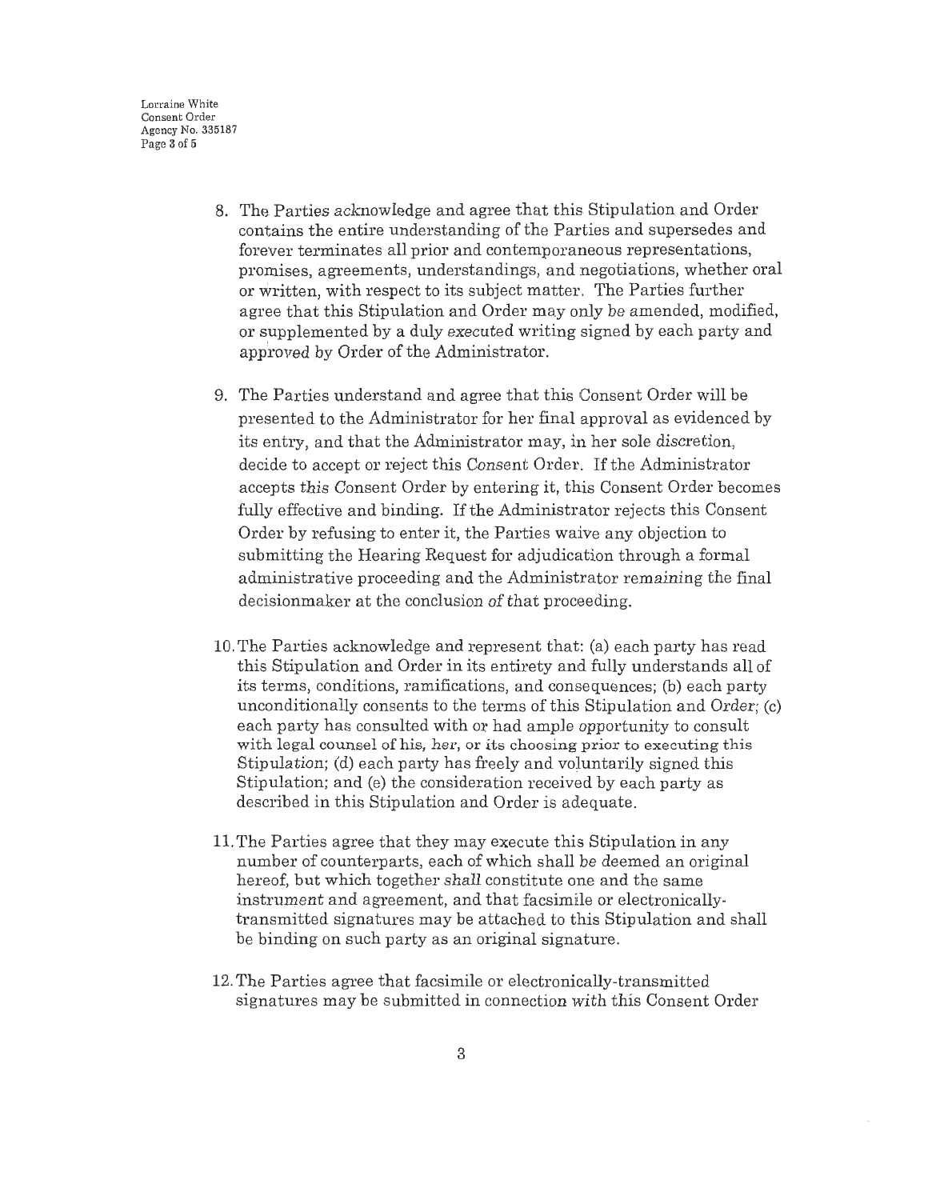8. The Parties acknowledge and agree that this Stipulation and Order contains the entire understanding of the Parties and supersedes and forever terminates all prior and contemporaneous representations, promises, agreements, understandings, and negotiations, whether oral or written, with respect to its subject matter. The Parties further agree that this Stipulation and Order may only be amended, modified, or supplemented by a duly executed writing signed by each party and approved by Order of the Administrator.

9. The Parties understand and agree that this Consent Order will be presented to the Administrator for her final approval as evidenced by its entry, and that the Administrator may, in her sole discretion, decide to accept or reject this Consent Order. If the Administrator accepts this Consent Order by entering it, this Consent Order becomes fully effective and binding. If the Administrator rejects this Consent Order by refusing to enter it, the Parties waive any objection to submitting the Hearing Request for adjudication through a formal administrative proceeding and the Administrator remaining the final decisionmaker at the conclusion of that proceeding.

10. The Parties acknowledge and represent that: (a) each party has read this Stipulation and Order in its entirety and fully understands all of its terms, conditions, ramifications, and consequences; (b) each party unconditionally consents to the terms of this Stipulation and Order; (c) each party has consulted with or had ample opportunity to consult with legal counsel of his, her, or its choosing prior to executing this Stipulation; (d) each party has freely and voluntarily signed this Stipulation; and (e) the consideration received by each party as described in this Stipulation and Order is adequate.

11. The Parties agree that they may execute this Stipulation in any number of counterparts, each of which shall be deemed an original hereof, but which together shall constitute one and the same instrument and agreement, and that facsimile or electronically-transmitted signatures may be attached to this Stipulation and shall be binding on such party as an original signature.

12. The Parties agree that facsimile or electronically-transmitted signatures may be submitted in connection with this Consent Order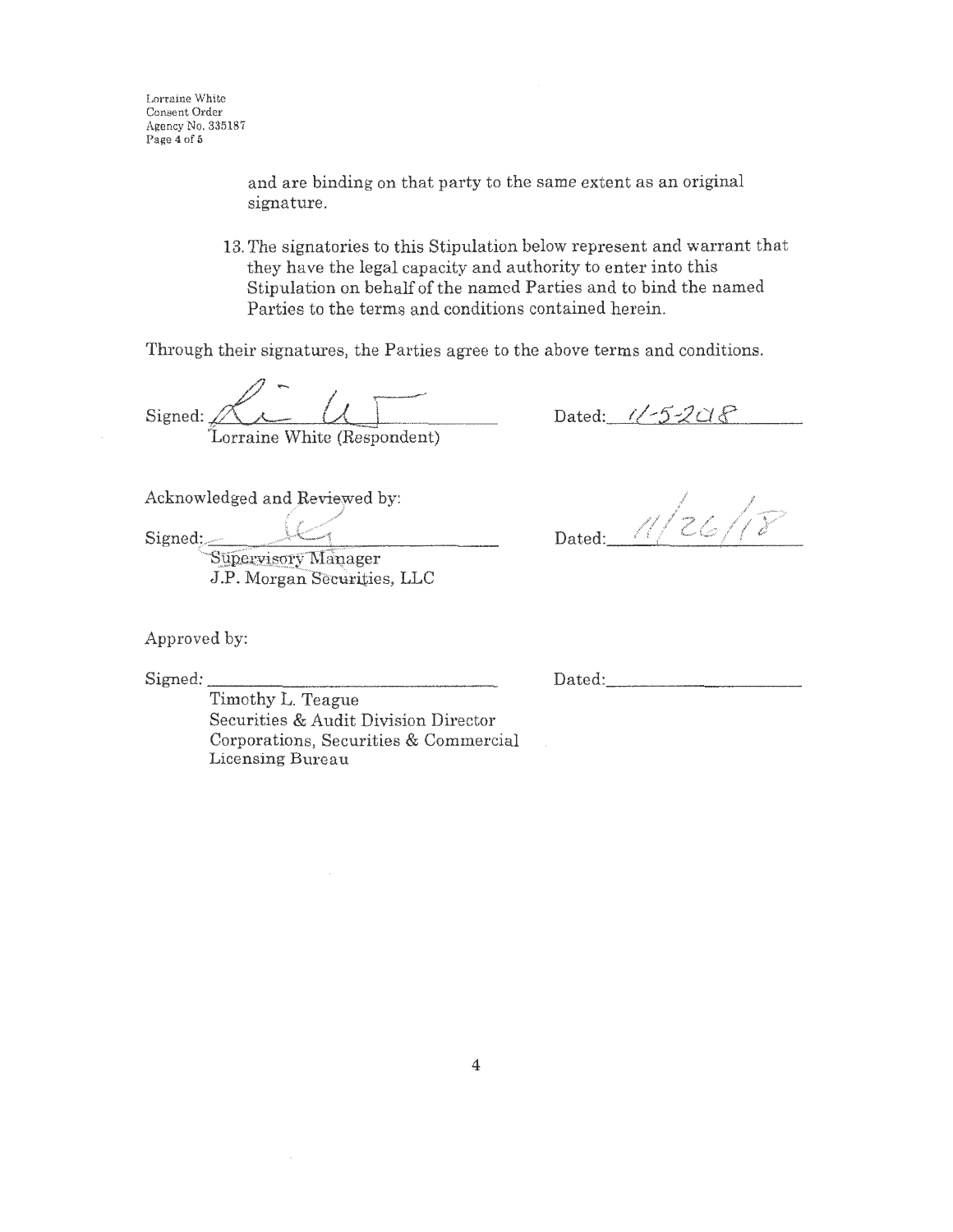and are binding on that party to the same extent as an original signature.

13. The signatories to this Stipulation below represent and warrant that they have the legal capacity and authority to enter into this Stipulation on behalf of the named Parties and to bind the named Parties to the terms and conditions contained herein.

Through their signatures, the Parties agree to the above terms and conditions.

Signed: _______________________ Dated: 11-5-2018
Lorraine White (Respondent)

Acknowledged and Reviewed by:

Signed: _______________________ Dated: 11/26/18
Supervisory Manager
J.P. Morgan Securities, LLC

Approved by:

Signed: _______________________ Dated: _______________
Timothy L. Teague
Securities & Audit Division Director
Corporations, Securities & Commercial Licensing Bureau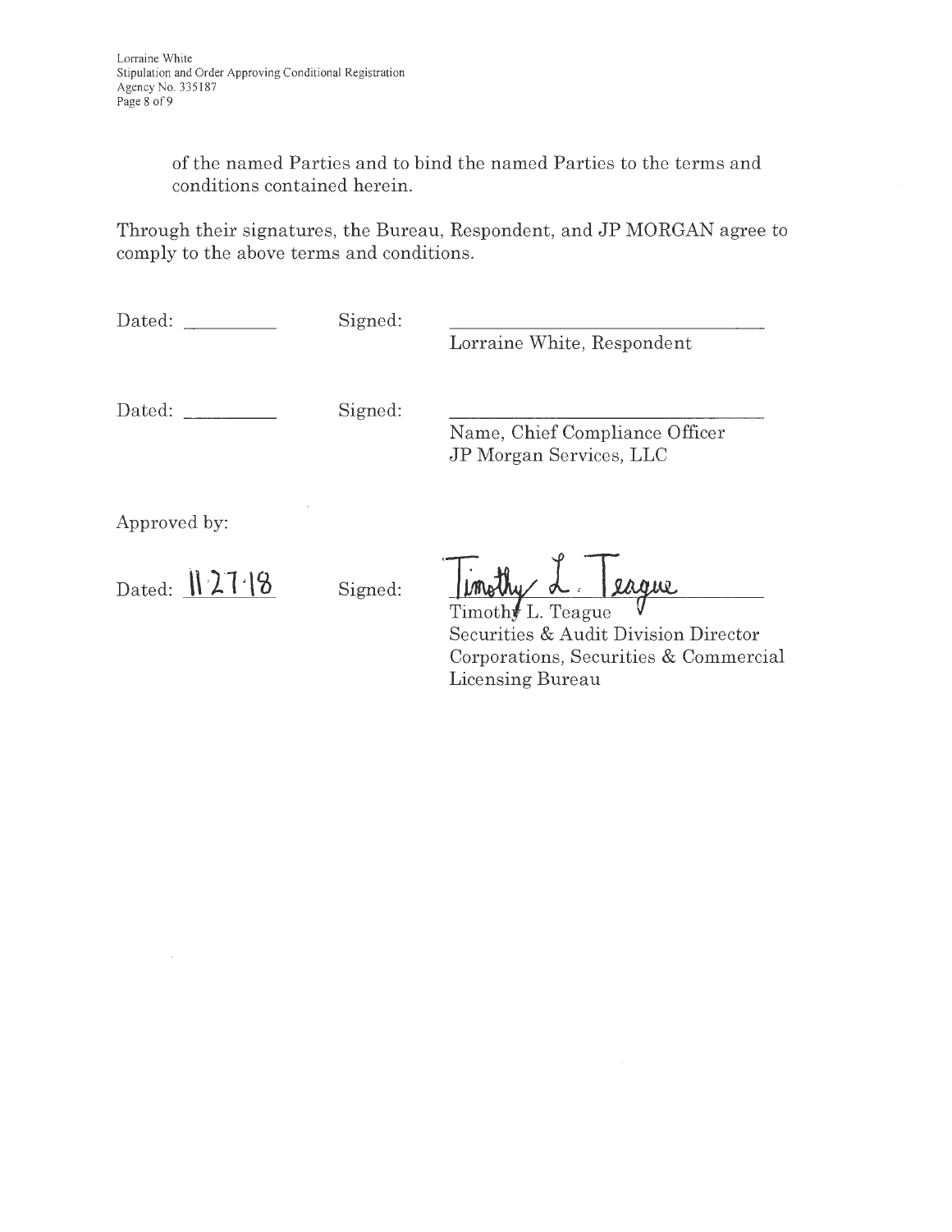of the named Parties and to bind the named Parties to the terms and conditions contained herein.

Through their signatures, the Bureau, Respondent, and JP MORGAN agree to comply to the above terms and conditions.

Dated: __________ Signed: ______________________________
Lorraine White, Respondent

Dated: __________ Signed: ______________________________
Name, Chief Compliance Officer
JP Morgan Services, LLC

Approved by:

Dated: 11-27-18 Signed: Timothy L. Teague
Timothy L. Teague
Securities & Audit Division Director
Corporations, Securities & Commercial Licensing Bureau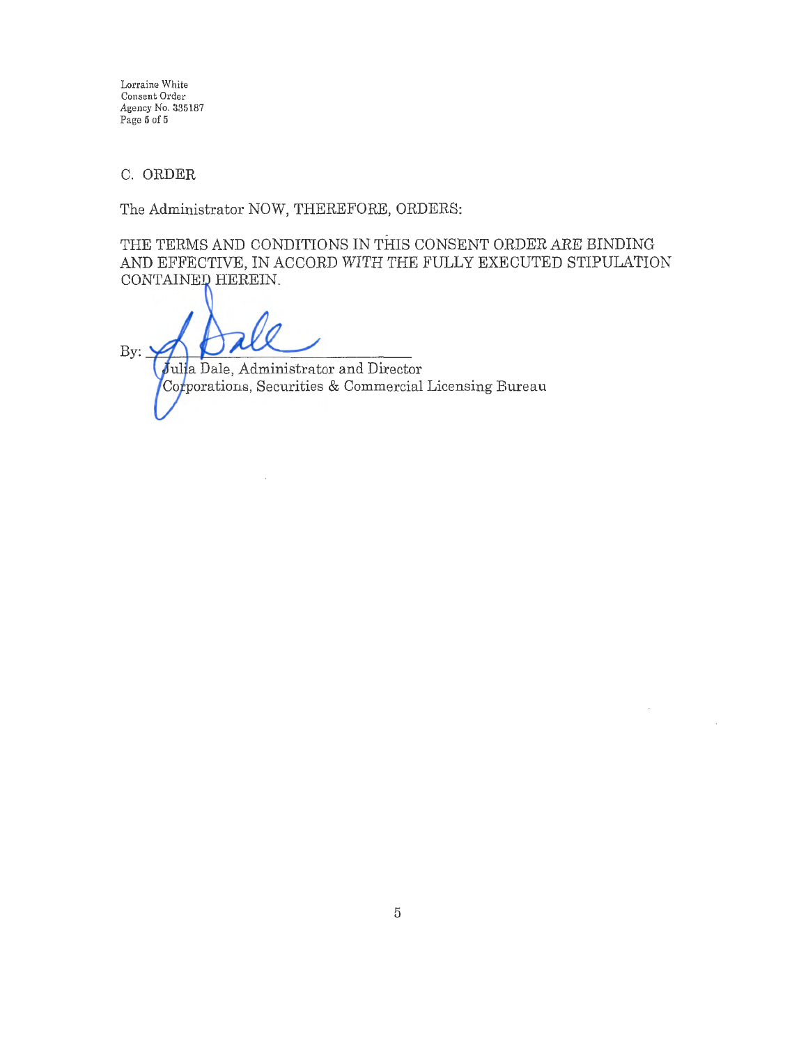## C. ORDER

The Administrator NOW, THEREFORE, ORDERS:

THE TERMS AND CONDITIONS IN THIS CONSENT ORDER ARE BINDING AND EFFECTIVE, IN ACCORD WITH THE FULLY EXECUTED STIPULATION CONTAINED HEREIN.

By: ______________________

Julia Dale, Administrator and Director
Corporations, Securities & Commercial Licensing Bureau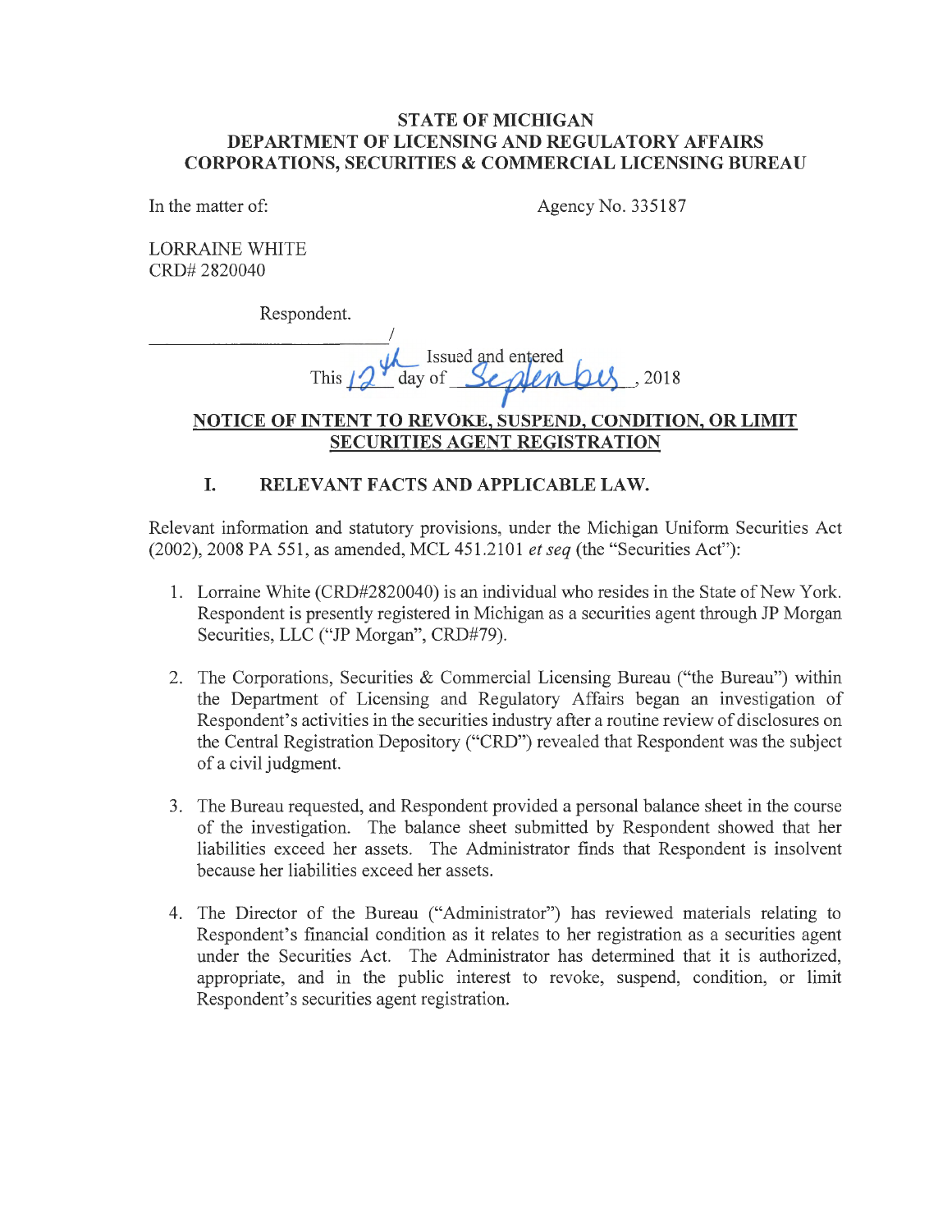**STATE OF MICHIGAN**
**DEPARTMENT OF LICENSING AND REGULATORY AFFAIRS**
**CORPORATIONS, SECURITIES & COMMERCIAL LICENSING BUREAU**

In the matter of: Agency No. 335187

LORRAINE WHITE
CRD# 2820040

Respondent.
_______________________________/

Issued and entered
This 12th day of September, 2018

**NOTICE OF INTENT TO REVOKE, SUSPEND, CONDITION, OR LIMIT SECURITIES AGENT REGISTRATION**

## I. RELEVANT FACTS AND APPLICABLE LAW.

Relevant information and statutory provisions, under the Michigan Uniform Securities Act (2002), 2008 PA 551, as amended, MCL 451.2101 *et seq* (the "Securities Act"):

1. Lorraine White (CRD#2820040) is an individual who resides in the State of New York. Respondent is presently registered in Michigan as a securities agent through JP Morgan Securities, LLC ("JP Morgan", CRD#79).

2. The Corporations, Securities & Commercial Licensing Bureau ("the Bureau") within the Department of Licensing and Regulatory Affairs began an investigation of Respondent's activities in the securities industry after a routine review of disclosures on the Central Registration Depository ("CRD") revealed that Respondent was the subject of a civil judgment.

3. The Bureau requested, and Respondent provided a personal balance sheet in the course of the investigation. The balance sheet submitted by Respondent showed that her liabilities exceed her assets. The Administrator finds that Respondent is insolvent because her liabilities exceed her assets.

4. The Director of the Bureau ("Administrator") has reviewed materials relating to Respondent's financial condition as it relates to her registration as a securities agent under the Securities Act. The Administrator has determined that it is authorized, appropriate, and in the public interest to revoke, suspend, condition, or limit Respondent's securities agent registration.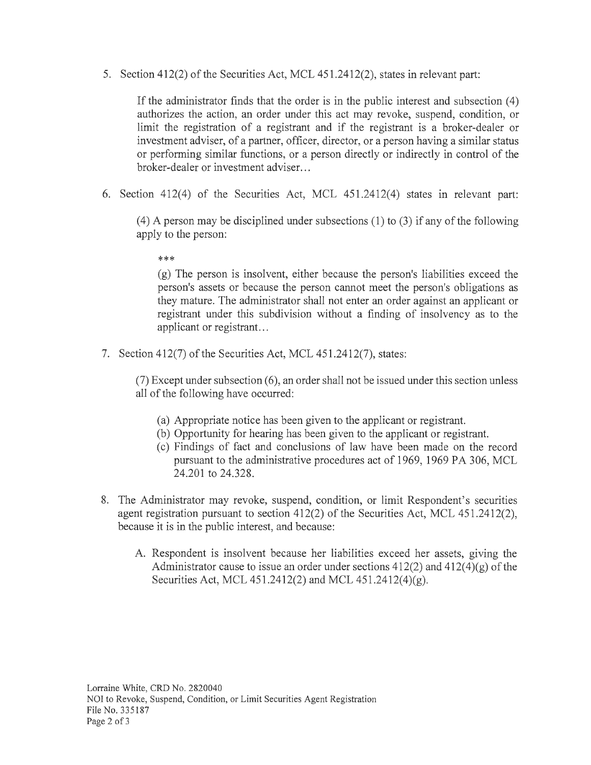5. Section 412(2) of the Securities Act, MCL 451.2412(2), states in relevant part:

   > If the administrator finds that the order is in the public interest and subsection (4) authorizes the action, an order under this act may revoke, suspend, condition, or limit the registration of a registrant and if the registrant is a broker-dealer or investment adviser, of a partner, officer, director, or a person having a similar status or performing similar functions, or a person directly or indirectly in control of the broker-dealer or investment adviser…

6. Section 412(4) of the Securities Act, MCL 451.2412(4) states in relevant part:

   > (4) A person may be disciplined under subsections (1) to (3) if any of the following apply to the person:
   >
   > > ***
   > >
   > > (g) The person is insolvent, either because the person's liabilities exceed the person's assets or because the person cannot meet the person's obligations as they mature. The administrator shall not enter an order against an applicant or registrant under this subdivision without a finding of insolvency as to the applicant or registrant…

7. Section 412(7) of the Securities Act, MCL 451.2412(7), states:

   > (7) Except under subsection (6), an order shall not be issued under this section unless all of the following have occurred:
   >
   > (a) Appropriate notice has been given to the applicant or registrant.
   > (b) Opportunity for hearing has been given to the applicant or registrant.
   > (c) Findings of fact and conclusions of law have been made on the record pursuant to the administrative procedures act of 1969, 1969 PA 306, MCL 24.201 to 24.328.

8. The Administrator may revoke, suspend, condition, or limit Respondent's securities agent registration pursuant to section 412(2) of the Securities Act, MCL 451.2412(2), because it is in the public interest, and because:

   A. Respondent is insolvent because her liabilities exceed her assets, giving the Administrator cause to issue an order under sections 412(2) and 412(4)(g) of the Securities Act, MCL 451.2412(2) and MCL 451.2412(4)(g).

Lorraine White, CRD No. 2820040
NOI to Revoke, Suspend, Condition, or Limit Securities Agent Registration
File No. 335187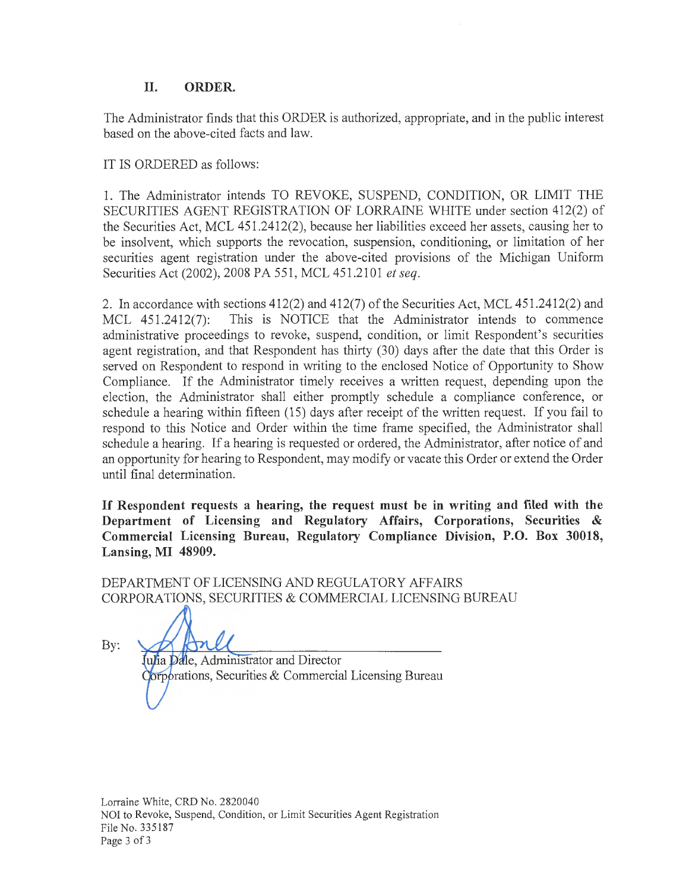## II. ORDER.

The Administrator finds that this ORDER is authorized, appropriate, and in the public interest based on the above-cited facts and law.

IT IS ORDERED as follows:

1. The Administrator intends TO REVOKE, SUSPEND, CONDITION, OR LIMIT THE SECURITIES AGENT REGISTRATION OF LORRAINE WHITE under section 412(2) of the Securities Act, MCL 451.2412(2), because her liabilities exceed her assets, causing her to be insolvent, which supports the revocation, suspension, conditioning, or limitation of her securities agent registration under the above-cited provisions of the Michigan Uniform Securities Act (2002), 2008 PA 551, MCL 451.2101 *et seq*.

2. In accordance with sections 412(2) and 412(7) of the Securities Act, MCL 451.2412(2) and MCL 451.2412(7): This is NOTICE that the Administrator intends to commence administrative proceedings to revoke, suspend, condition, or limit Respondent's securities agent registration, and that Respondent has thirty (30) days after the date that this Order is served on Respondent to respond in writing to the enclosed Notice of Opportunity to Show Compliance. If the Administrator timely receives a written request, depending upon the election, the Administrator shall either promptly schedule a compliance conference, or schedule a hearing within fifteen (15) days after receipt of the written request. If you fail to respond to this Notice and Order within the time frame specified, the Administrator shall schedule a hearing. If a hearing is requested or ordered, the Administrator, after notice of and an opportunity for hearing to Respondent, may modify or vacate this Order or extend the Order until final determination.

**If Respondent requests a hearing, the request must be in writing and filed with the Department of Licensing and Regulatory Affairs, Corporations, Securities & Commercial Licensing Bureau, Regulatory Compliance Division, P.O. Box 30018, Lansing, MI 48909.**

DEPARTMENT OF LICENSING AND REGULATORY AFFAIRS
CORPORATIONS, SECURITIES & COMMERCIAL LICENSING BUREAU

By: ______________________________
Julia Dale, Administrator and Director
Corporations, Securities & Commercial Licensing Bureau

Lorraine White, CRD No. 2820040
NOI to Revoke, Suspend, Condition, or Limit Securities Agent Registration
File No. 335187